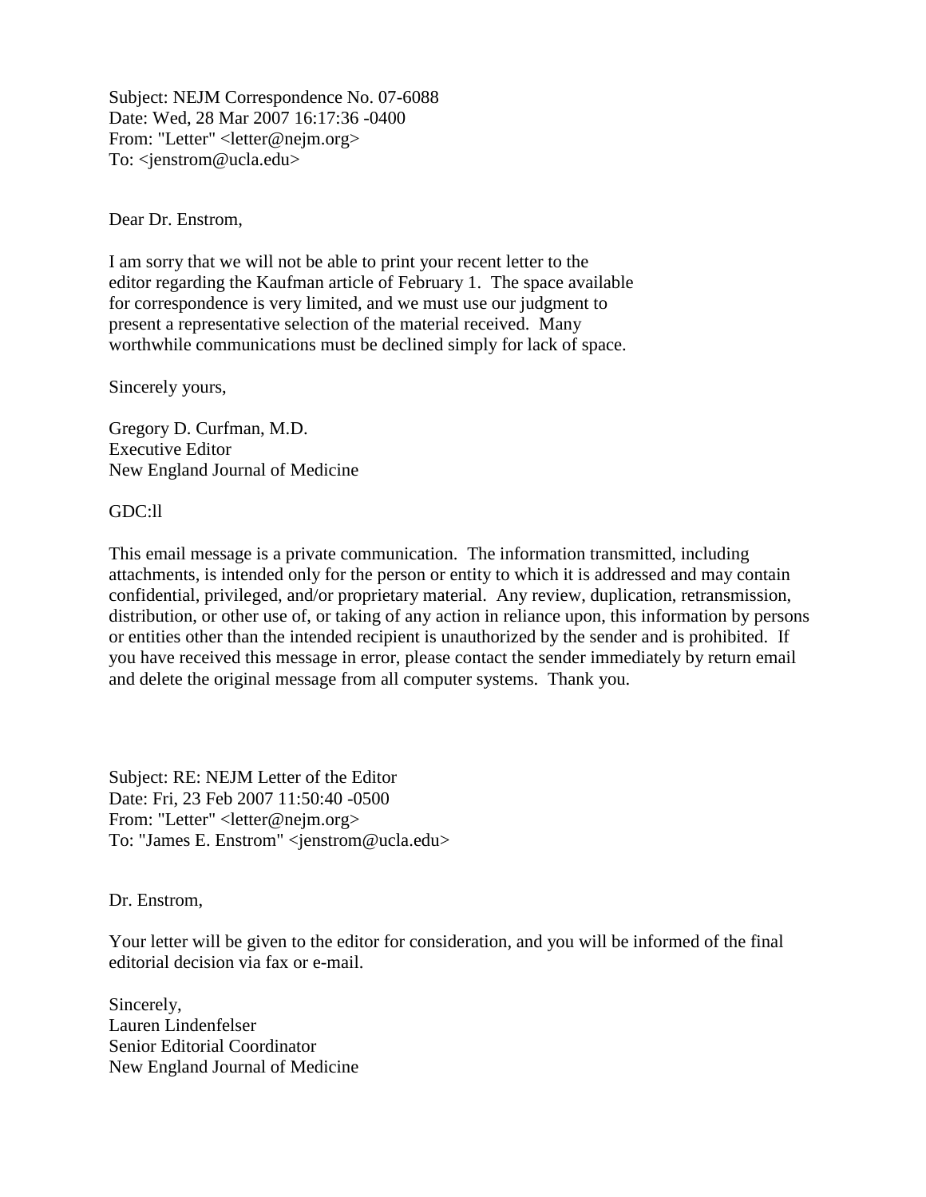Subject: NEJM Correspondence No. 07-6088
Date: Wed, 28 Mar 2007 16:17:36 -0400
From: "Letter" <letter@nejm.org>
To: <jenstrom@ucla.edu>

Dear Dr. Enstrom,

I am sorry that we will not be able to print your recent letter to the editor regarding the Kaufman article of February 1. The space available for correspondence is very limited, and we must use our judgment to present a representative selection of the material received. Many worthwhile communications must be declined simply for lack of space.

Sincerely yours,

Gregory D. Curfman, M.D.
Executive Editor
New England Journal of Medicine

GDC:ll

This email message is a private communication. The information transmitted, including attachments, is intended only for the person or entity to which it is addressed and may contain confidential, privileged, and/or proprietary material. Any review, duplication, retransmission, distribution, or other use of, or taking of any action in reliance upon, this information by persons or entities other than the intended recipient is unauthorized by the sender and is prohibited. If you have received this message in error, please contact the sender immediately by return email and delete the original message from all computer systems. Thank you.

Subject: RE: NEJM Letter of the Editor
Date: Fri, 23 Feb 2007 11:50:40 -0500
From: "Letter" <letter@nejm.org>
To: "James E. Enstrom" <jenstrom@ucla.edu>

Dr. Enstrom,

Your letter will be given to the editor for consideration, and you will be informed of the final editorial decision via fax or e-mail.

Sincerely,
Lauren Lindenfelser
Senior Editorial Coordinator
New England Journal of Medicine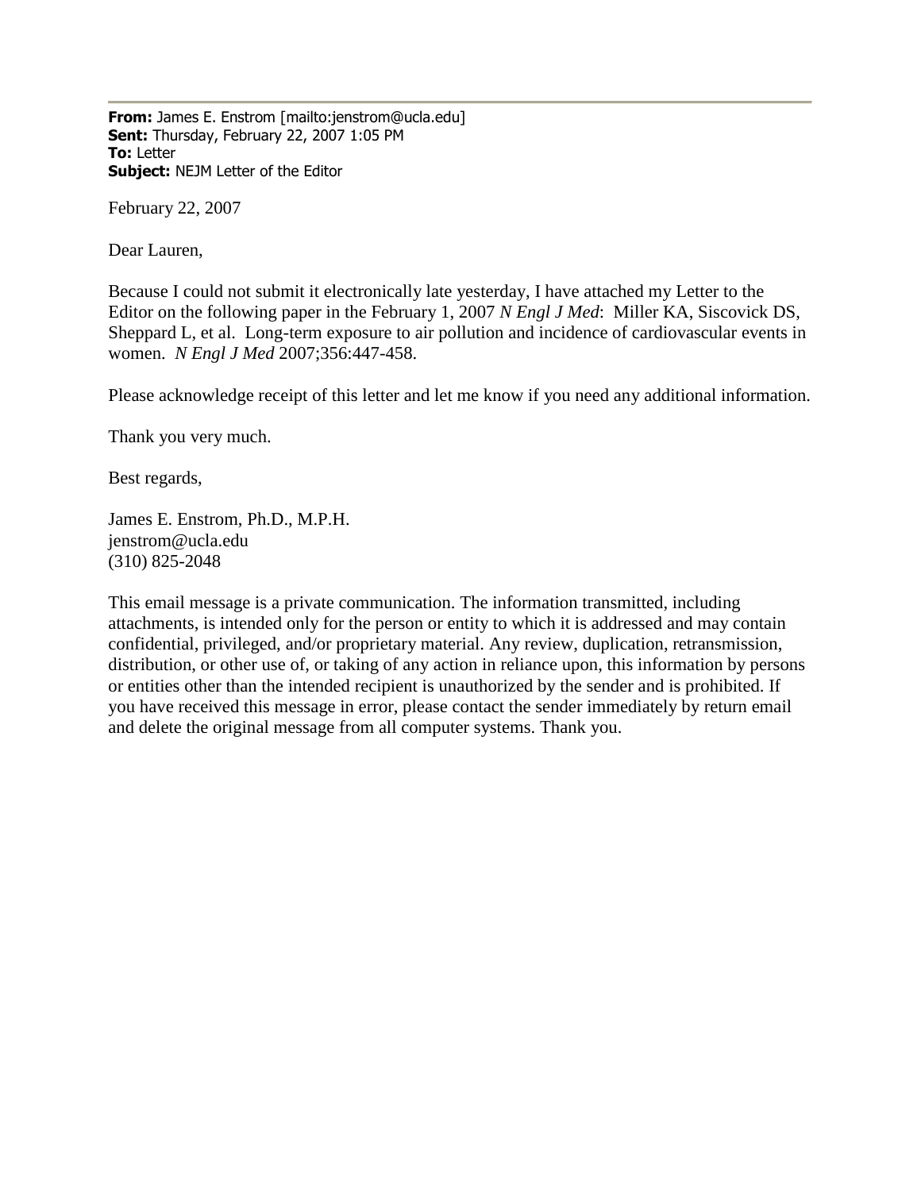**From:** James E. Enstrom [mailto:jenstrom@ucla.edu]
**Sent:** Thursday, February 22, 2007 1:05 PM
**To:** Letter
**Subject:** NEJM Letter of the Editor

February 22, 2007

Dear Lauren,

Because I could not submit it electronically late yesterday, I have attached my Letter to the Editor on the following paper in the February 1, 2007 *N Engl J Med*: Miller KA, Siscovick DS, Sheppard L, et al. Long-term exposure to air pollution and incidence of cardiovascular events in women. *N Engl J Med* 2007;356:447-458.

Please acknowledge receipt of this letter and let me know if you need any additional information.

Thank you very much.

Best regards,

James E. Enstrom, Ph.D., M.P.H.
jenstrom@ucla.edu
(310) 825-2048

This email message is a private communication. The information transmitted, including attachments, is intended only for the person or entity to which it is addressed and may contain confidential, privileged, and/or proprietary material. Any review, duplication, retransmission, distribution, or other use of, or taking of any action in reliance upon, this information by persons or entities other than the intended recipient is unauthorized by the sender and is prohibited. If you have received this message in error, please contact the sender immediately by return email and delete the original message from all computer systems. Thank you.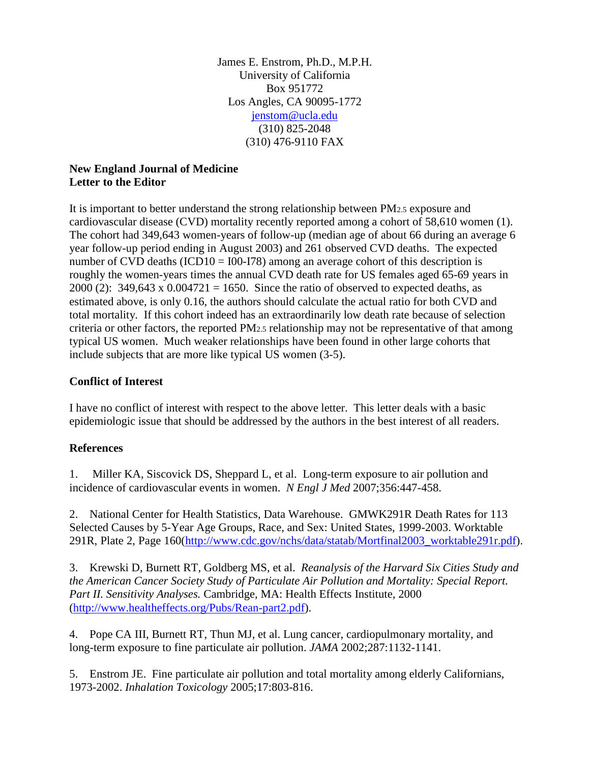James E. Enstrom, Ph.D., M.P.H.
University of California
Box 951772
Los Angles, CA 90095-1772
jenstom@ucla.edu
(310) 825-2048
(310) 476-9110 FAX

**New England Journal of Medicine**
**Letter to the Editor**

It is important to better understand the strong relationship between $PM_{2.5}$ exposure and cardiovascular disease (CVD) mortality recently reported among a cohort of 58,610 women (1). The cohort had 349,643 women-years of follow-up (median age of about 66 during an average 6 year follow-up period ending in August 2003) and 261 observed CVD deaths. The expected number of CVD deaths (ICD10 = I00-I78) among an average cohort of this description is roughly the women-years times the annual CVD death rate for US females aged 65-69 years in 2000 (2): 349,643 x 0.004721 = 1650. Since the ratio of observed to expected deaths, as estimated above, is only 0.16, the authors should calculate the actual ratio for both CVD and total mortality. If this cohort indeed has an extraordinarily low death rate because of selection criteria or other factors, the reported $PM_{2.5}$ relationship may not be representative of that among typical US women. Much weaker relationships have been found in other large cohorts that include subjects that are more like typical US women (3-5).

**Conflict of Interest**

I have no conflict of interest with respect to the above letter. This letter deals with a basic epidemiologic issue that should be addressed by the authors in the best interest of all readers.

**References**

1. Miller KA, Siscovick DS, Sheppard L, et al. Long-term exposure to air pollution and incidence of cardiovascular events in women. *N Engl J Med* 2007;356:447-458.

2. National Center for Health Statistics, Data Warehouse. GMWK291R Death Rates for 113 Selected Causes by 5-Year Age Groups, Race, and Sex: United States, 1999-2003. Worktable 291R, Plate 2, Page 160(http://www.cdc.gov/nchs/data/statab/Mortfinal2003_worktable291r.pdf).

3. Krewski D, Burnett RT, Goldberg MS, et al. *Reanalysis of the Harvard Six Cities Study and the American Cancer Society Study of Particulate Air Pollution and Mortality: Special Report. Part II. Sensitivity Analyses.* Cambridge, MA: Health Effects Institute, 2000 (http://www.healtheffects.org/Pubs/Rean-part2.pdf).

4. Pope CA III, Burnett RT, Thun MJ, et al. Lung cancer, cardiopulmonary mortality, and long-term exposure to fine particulate air pollution. *JAMA* 2002;287:1132-1141.

5. Enstrom JE. Fine particulate air pollution and total mortality among elderly Californians, 1973-2002. *Inhalation Toxicology* 2005;17:803-816.